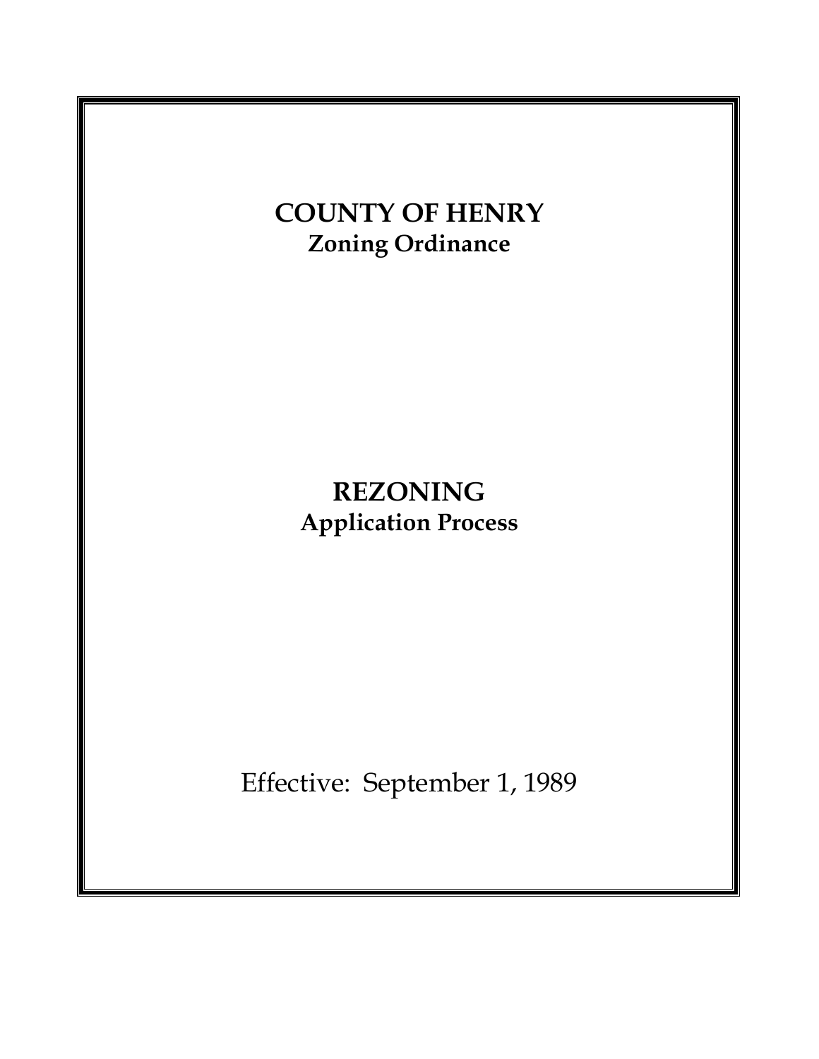# COUNTY OF HENRY

**Zoning Ordinance**

# REZONING

**Application Process**

Effective: September 1, 1989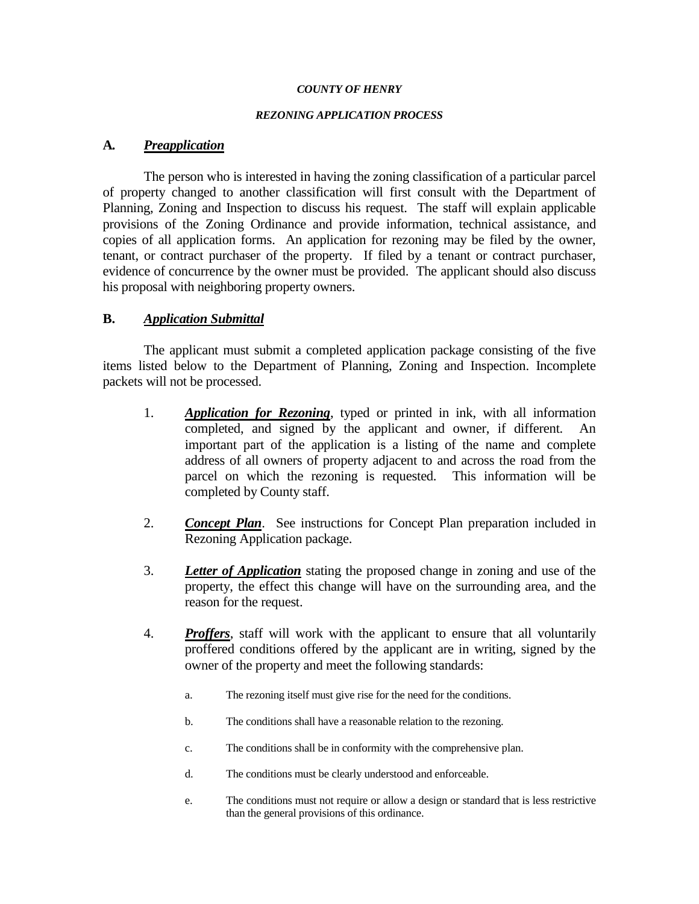***COUNTY OF HENRY***

***REZONING APPLICATION PROCESS***

## A. ***Preapplication***

The person who is interested in having the zoning classification of a particular parcel of property changed to another classification will first consult with the Department of Planning, Zoning and Inspection to discuss his request. The staff will explain applicable provisions of the Zoning Ordinance and provide information, technical assistance, and copies of all application forms. An application for rezoning may be filed by the owner, tenant, or contract purchaser of the property. If filed by a tenant or contract purchaser, evidence of concurrence by the owner must be provided. The applicant should also discuss his proposal with neighboring property owners.

## B. ***Application Submittal***

The applicant must submit a completed application package consisting of the five items listed below to the Department of Planning, Zoning and Inspection. Incomplete packets will not be processed.

1. ***Application for Rezoning***, typed or printed in ink, with all information completed, and signed by the applicant and owner, if different. An important part of the application is a listing of the name and complete address of all owners of property adjacent to and across the road from the parcel on which the rezoning is requested. This information will be completed by County staff.

2. ***Concept Plan***. See instructions for Concept Plan preparation included in Rezoning Application package.

3. ***Letter of Application*** stating the proposed change in zoning and use of the property, the effect this change will have on the surrounding area, and the reason for the request.

4. ***Proffers***, staff will work with the applicant to ensure that all voluntarily proffered conditions offered by the applicant are in writing, signed by the owner of the property and meet the following standards:

   a. The rezoning itself must give rise for the need for the conditions.

   b. The conditions shall have a reasonable relation to the rezoning.

   c. The conditions shall be in conformity with the comprehensive plan.

   d. The conditions must be clearly understood and enforceable.

   e. The conditions must not require or allow a design or standard that is less restrictive than the general provisions of this ordinance.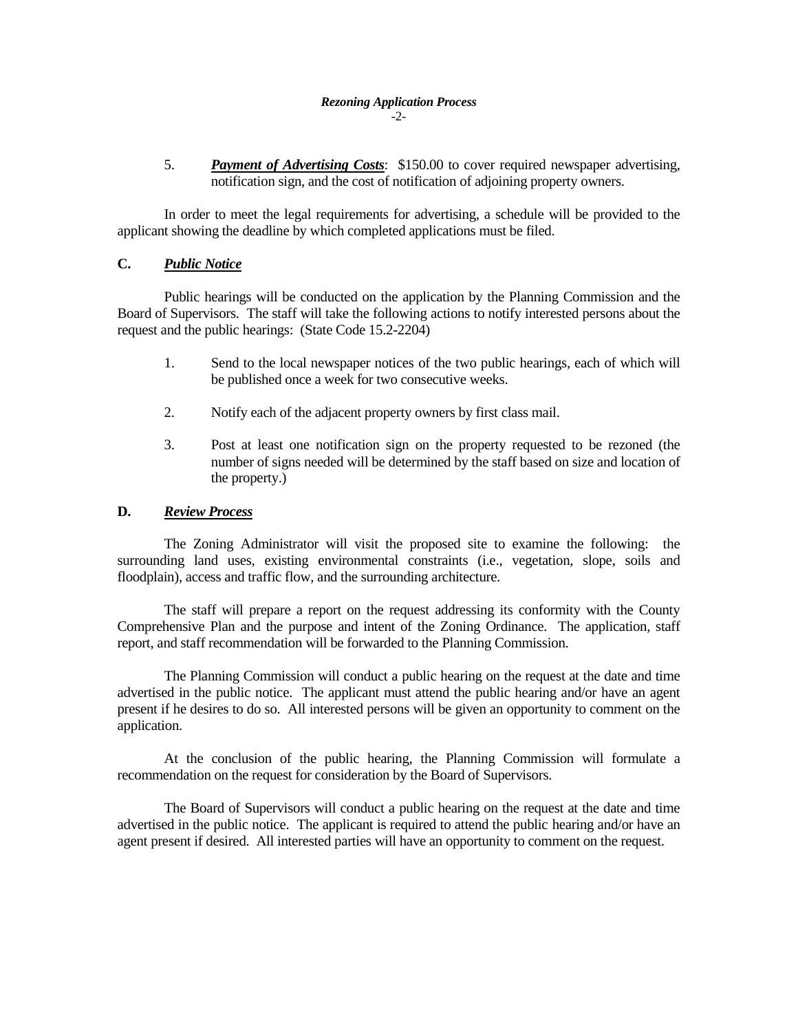5. ***Payment of Advertising Costs***: $150.00 to cover required newspaper advertising, notification sign, and the cost of notification of adjoining property owners.

In order to meet the legal requirements for advertising, a schedule will be provided to the applicant showing the deadline by which completed applications must be filed.

## C. ***Public Notice***

Public hearings will be conducted on the application by the Planning Commission and the Board of Supervisors. The staff will take the following actions to notify interested persons about the request and the public hearings: (State Code 15.2-2204)

1. Send to the local newspaper notices of the two public hearings, each of which will be published once a week for two consecutive weeks.

2. Notify each of the adjacent property owners by first class mail.

3. Post at least one notification sign on the property requested to be rezoned (the number of signs needed will be determined by the staff based on size and location of the property.)

## D. ***Review Process***

The Zoning Administrator will visit the proposed site to examine the following: the surrounding land uses, existing environmental constraints (i.e., vegetation, slope, soils and floodplain), access and traffic flow, and the surrounding architecture.

The staff will prepare a report on the request addressing its conformity with the County Comprehensive Plan and the purpose and intent of the Zoning Ordinance. The application, staff report, and staff recommendation will be forwarded to the Planning Commission.

The Planning Commission will conduct a public hearing on the request at the date and time advertised in the public notice. The applicant must attend the public hearing and/or have an agent present if he desires to do so. All interested persons will be given an opportunity to comment on the application.

At the conclusion of the public hearing, the Planning Commission will formulate a recommendation on the request for consideration by the Board of Supervisors.

The Board of Supervisors will conduct a public hearing on the request at the date and time advertised in the public notice. The applicant is required to attend the public hearing and/or have an agent present if desired. All interested parties will have an opportunity to comment on the request.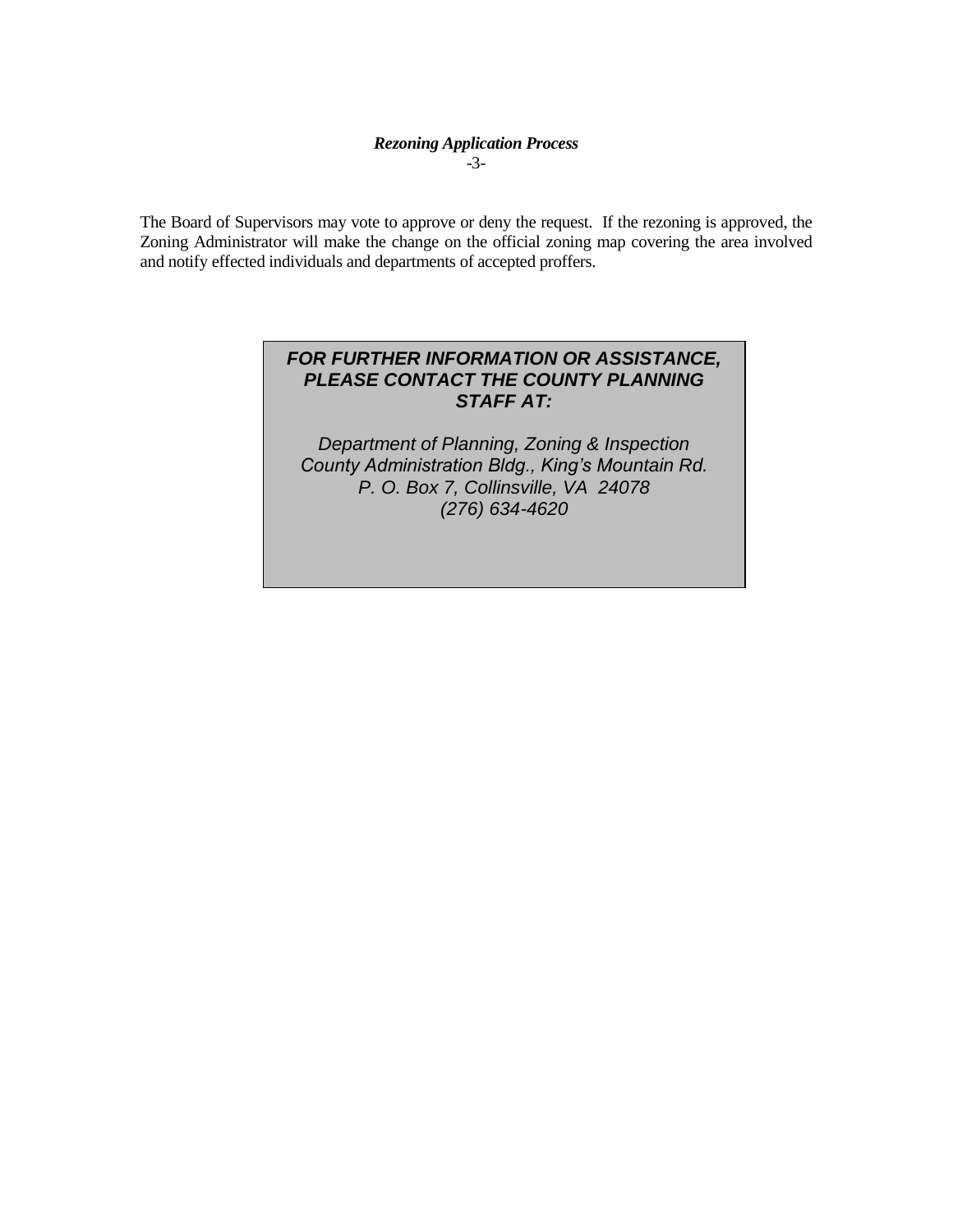The Board of Supervisors may vote to approve or deny the request. If the rezoning is approved, the Zoning Administrator will make the change on the official zoning map covering the area involved and notify effected individuals and departments of accepted proffers.

***FOR FURTHER INFORMATION OR ASSISTANCE, PLEASE CONTACT THE COUNTY PLANNING STAFF AT:***

*Department of Planning, Zoning & Inspection*
*County Administration Bldg., King's Mountain Rd.*
*P. O. Box 7, Collinsville, VA 24078*
*(276) 634-4620*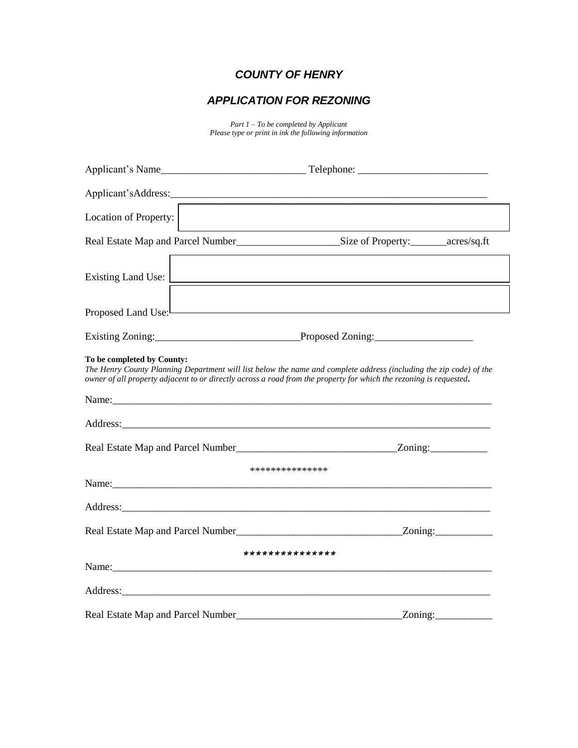# *COUNTY OF HENRY*

## *APPLICATION FOR REZONING*

*Part 1 – To be completed by Applicant*
*Please type or print in ink the following information*

Applicant's Name___________________________ Telephone: ________________________

Applicant'sAddress:_______________________________________________________________

Location of Property:

Real Estate Map and Parcel Number___________________Size of Property:_______acres/sq.ft

Existing Land Use:

Proposed Land Use:

Existing Zoning:___________________________Proposed Zoning:__________________

**To be completed by County:**
*The Henry County Planning Department will list below the name and complete address (including the zip code) of the owner of all property adjacent to or directly across a road from the property for which the rezoning is requested***.**

Name:_________________________________________________________________________

Address:_______________________________________________________________________

Real Estate Map and Parcel Number______________________________Zoning:___________

***************

Name:_________________________________________________________________________

Address:_______________________________________________________________________

Real Estate Map and Parcel Number_______________________________Zoning:___________

***************

Name:_________________________________________________________________________

Address:_______________________________________________________________________

Real Estate Map and Parcel Number_______________________________Zoning:___________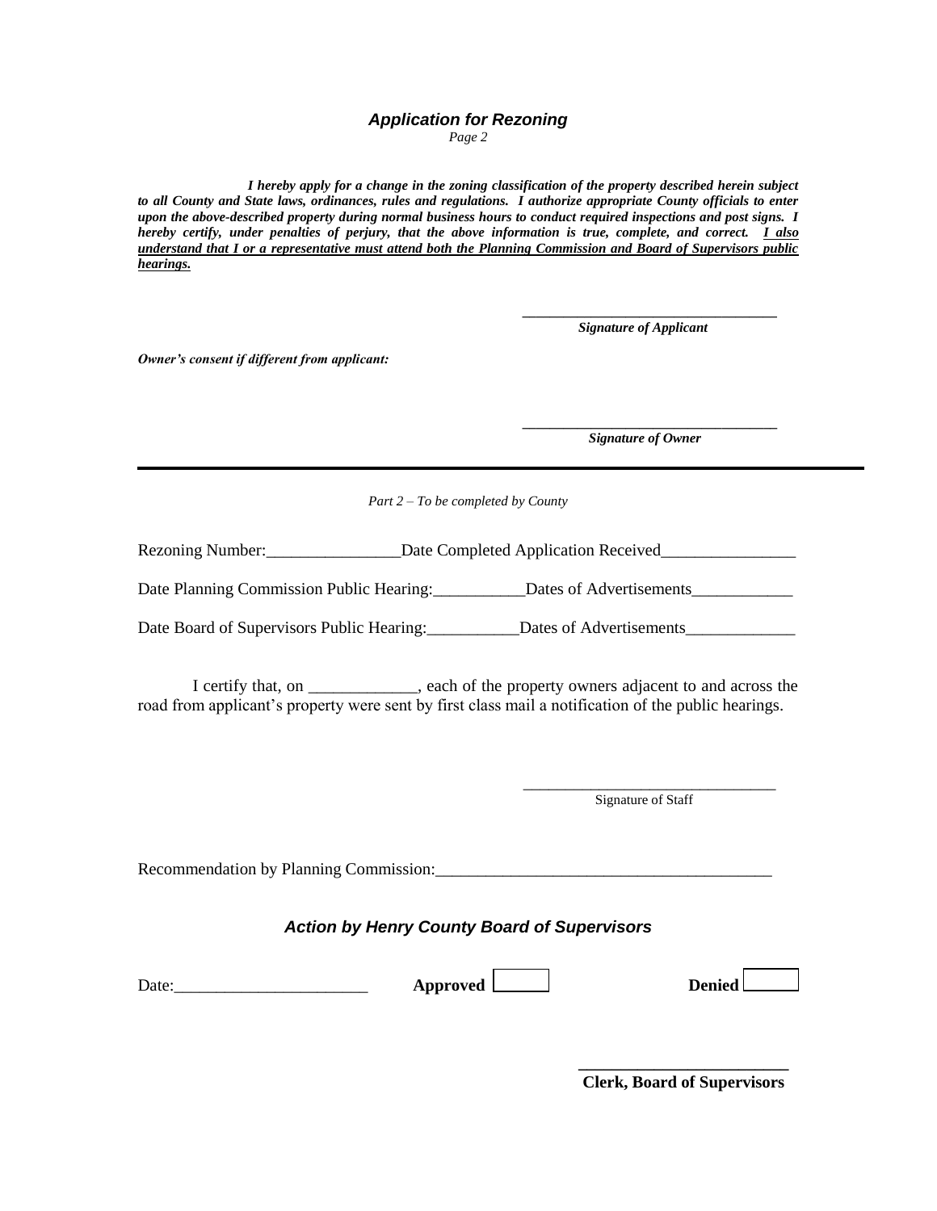## *Application for Rezoning*

*Page 2*

***I hereby apply for a change in the zoning classification of the property described herein subject to all County and State laws, ordinances, rules and regulations. I authorize appropriate County officials to enter upon the above-described property during normal business hours to conduct required inspections and post signs. I hereby certify, under penalties of perjury, that the above information is true, complete, and correct. <u>I also understand that I or a representative must attend both the Planning Commission and Board of Supervisors public hearings.</u>***

\_\_\_\_\_\_\_\_\_\_\_\_\_\_\_\_\_\_\_\_\_\_\_\_\_\_\_\_\_\_\_\_\_\_
***Signature of Applicant***

***Owner's consent if different from applicant:***

\_\_\_\_\_\_\_\_\_\_\_\_\_\_\_\_\_\_\_\_\_\_\_\_\_\_\_\_\_\_\_\_\_\_
***Signature of Owner***

---

*Part 2 – To be completed by County*

Rezoning Number:\_\_\_\_\_\_\_\_\_\_\_\_\_\_\_\_Date Completed Application Received\_\_\_\_\_\_\_\_\_\_\_\_\_\_\_\_

Date Planning Commission Public Hearing:\_\_\_\_\_\_\_\_\_\_\_Dates of Advertisements\_\_\_\_\_\_\_\_\_\_\_\_

Date Board of Supervisors Public Hearing:\_\_\_\_\_\_\_\_\_\_\_Dates of Advertisements\_\_\_\_\_\_\_\_\_\_\_\_\_

I certify that, on \_\_\_\_\_\_\_\_\_\_\_\_\_, each of the property owners adjacent to and across the road from applicant's property were sent by first class mail a notification of the public hearings.

\_\_\_\_\_\_\_\_\_\_\_\_\_\_\_\_\_\_\_\_\_\_\_\_\_\_\_\_\_\_\_\_\_\_
Signature of Staff

Recommendation by Planning Commission:\_\_\_\_\_\_\_\_\_\_\_\_\_\_\_\_\_\_\_\_\_\_\_\_\_\_\_\_\_\_\_\_\_\_\_\_\_\_\_\_\_

### *Action by Henry County Board of Supervisors*

Date:\_\_\_\_\_\_\_\_\_\_\_\_\_\_\_\_\_\_\_\_\_\_\_ **Approved** ☐ **Denied** ☐

\_\_\_\_\_\_\_\_\_\_\_\_\_\_\_\_\_\_\_\_\_\_\_\_\_\_
**Clerk, Board of Supervisors**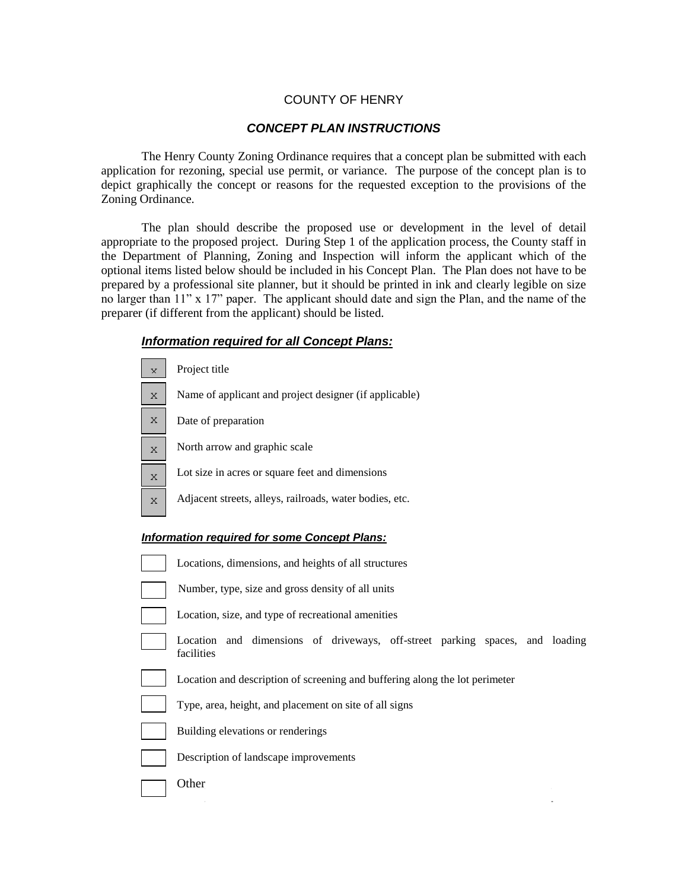COUNTY OF HENRY

## *CONCEPT PLAN INSTRUCTIONS*

The Henry County Zoning Ordinance requires that a concept plan be submitted with each application for rezoning, special use permit, or variance. The purpose of the concept plan is to depict graphically the concept or reasons for the requested exception to the provisions of the Zoning Ordinance.

The plan should describe the proposed use or development in the level of detail appropriate to the proposed project. During Step 1 of the application process, the County staff in the Department of Planning, Zoning and Inspection will inform the applicant which of the optional items listed below should be included in his Concept Plan. The Plan does not have to be prepared by a professional site planner, but it should be printed in ink and clearly legible on size no larger than 11" x 17" paper. The applicant should date and sign the Plan, and the name of the preparer (if different from the applicant) should be listed.

### ***Information required for all Concept Plans:***

- [x] Project title
- [x] Name of applicant and project designer (if applicable)
- [x] Date of preparation
- [x] North arrow and graphic scale
- [x] Lot size in acres or square feet and dimensions
- [x] Adjacent streets, alleys, railroads, water bodies, etc.

### ***Information required for some Concept Plans:***

- [ ] Locations, dimensions, and heights of all structures
- [ ] Number, type, size and gross density of all units
- [ ] Location, size, and type of recreational amenities
- [ ] Location and dimensions of driveways, off-street parking spaces, and loading facilities
- [ ] Location and description of screening and buffering along the lot perimeter
- [ ] Type, area, height, and placement on site of all signs
- [ ] Building elevations or renderings
- [ ] Description of landscape improvements
- [ ] Other